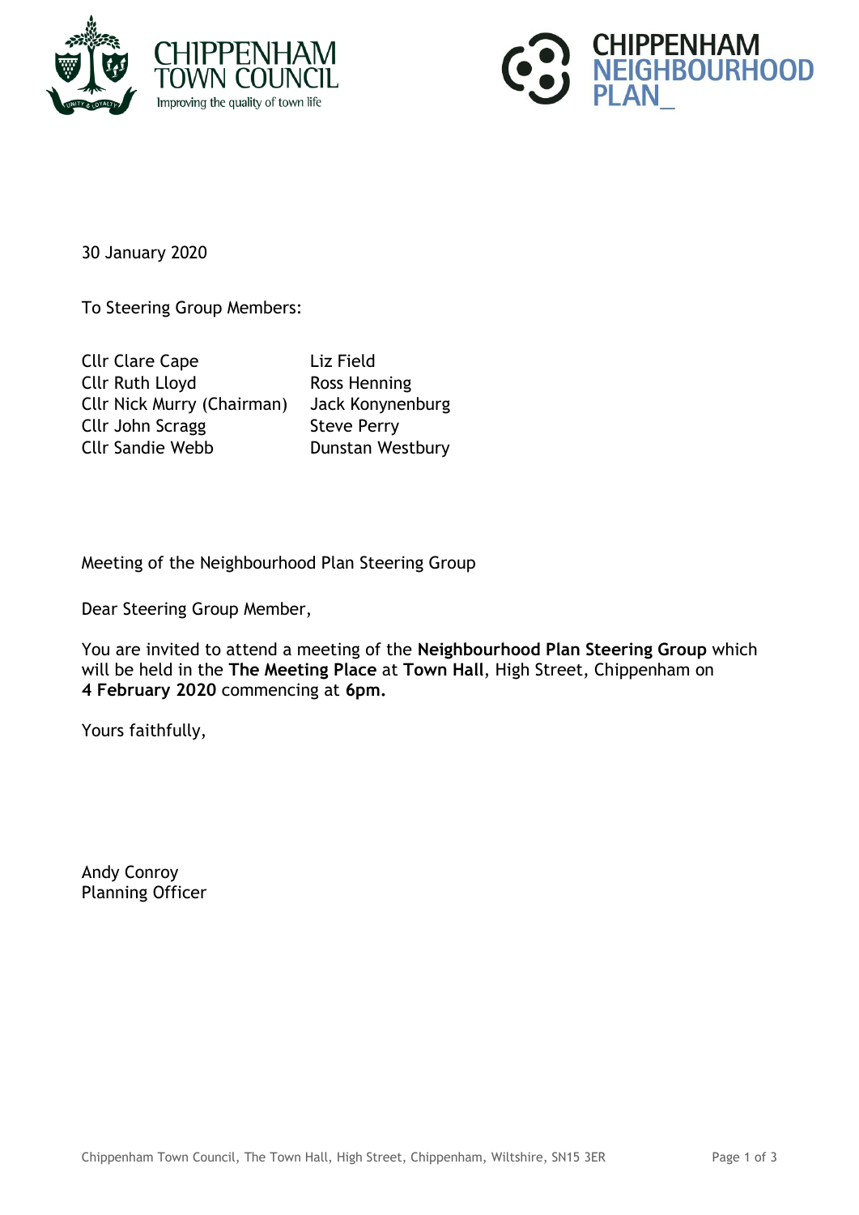30 January 2020

To Steering Group Members:

| | |
|---|---|
| Cllr Clare Cape | Liz Field |
| Cllr Ruth Lloyd | Ross Henning |
| Cllr Nick Murry (Chairman) | Jack Konynenburg |
| Cllr John Scragg | Steve Perry |
| Cllr Sandie Webb | Dunstan Westbury |

Meeting of the Neighbourhood Plan Steering Group

Dear Steering Group Member,

You are invited to attend a meeting of the **Neighbourhood Plan Steering Group** which will be held in the **The Meeting Place** at **Town Hall**, High Street, Chippenham on **4 February 2020** commencing at **6pm.**

Yours faithfully,

Andy Conroy
Planning Officer

Chippenham Town Council, The Town Hall, High Street, Chippenham, Wiltshire, SN15 3ER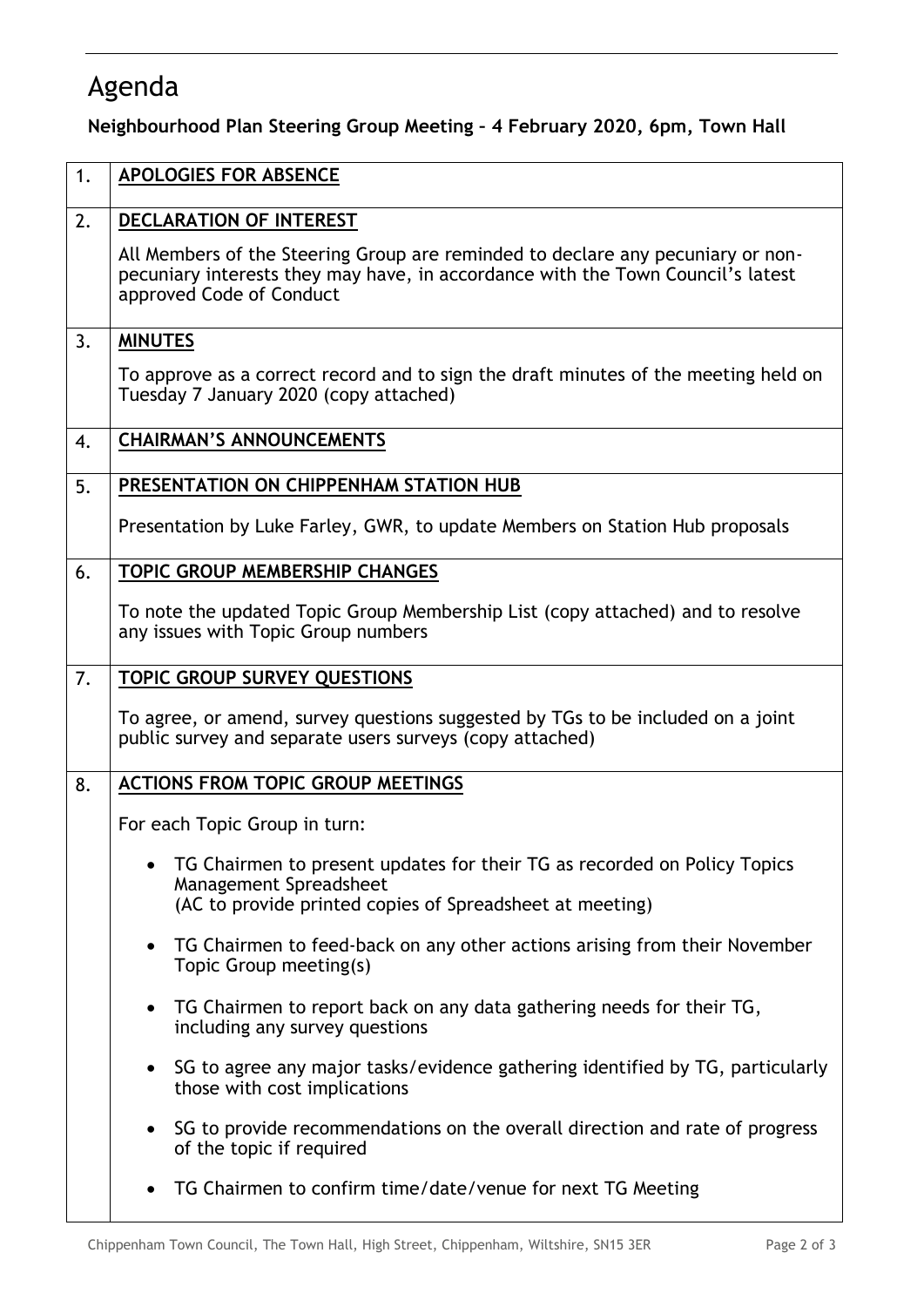# Agenda

**Neighbourhood Plan Steering Group Meeting – 4 February 2020, 6pm, Town Hall**

| | |
|---|---|
| 1. | **APOLOGIES FOR ABSENCE** |
| 2. | **DECLARATION OF INTEREST**<br><br>All Members of the Steering Group are reminded to declare any pecuniary or non-pecuniary interests they may have, in accordance with the Town Council's latest approved Code of Conduct |
| 3. | **MINUTES**<br><br>To approve as a correct record and to sign the draft minutes of the meeting held on Tuesday 7 January 2020 (copy attached) |
| 4. | **CHAIRMAN'S ANNOUNCEMENTS** |
| 5. | **PRESENTATION ON CHIPPENHAM STATION HUB**<br><br>Presentation by Luke Farley, GWR, to update Members on Station Hub proposals |
| 6. | **TOPIC GROUP MEMBERSHIP CHANGES**<br><br>To note the updated Topic Group Membership List (copy attached) and to resolve any issues with Topic Group numbers |
| 7. | **TOPIC GROUP SURVEY QUESTIONS**<br><br>To agree, or amend, survey questions suggested by TGs to be included on a joint public survey and separate users surveys (copy attached) |
| 8. | **ACTIONS FROM TOPIC GROUP MEETINGS**<br><br>For each Topic Group in turn:<br><br>• TG Chairmen to present updates for their TG as recorded on Policy Topics Management Spreadsheet (AC to provide printed copies of Spreadsheet at meeting)<br><br>• TG Chairmen to feed-back on any other actions arising from their November Topic Group meeting(s)<br><br>• TG Chairmen to report back on any data gathering needs for their TG, including any survey questions<br><br>• SG to agree any major tasks/evidence gathering identified by TG, particularly those with cost implications<br><br>• SG to provide recommendations on the overall direction and rate of progress of the topic if required<br><br>• TG Chairmen to confirm time/date/venue for next TG Meeting |

Chippenham Town Council, The Town Hall, High Street, Chippenham, Wiltshire, SN15 3ER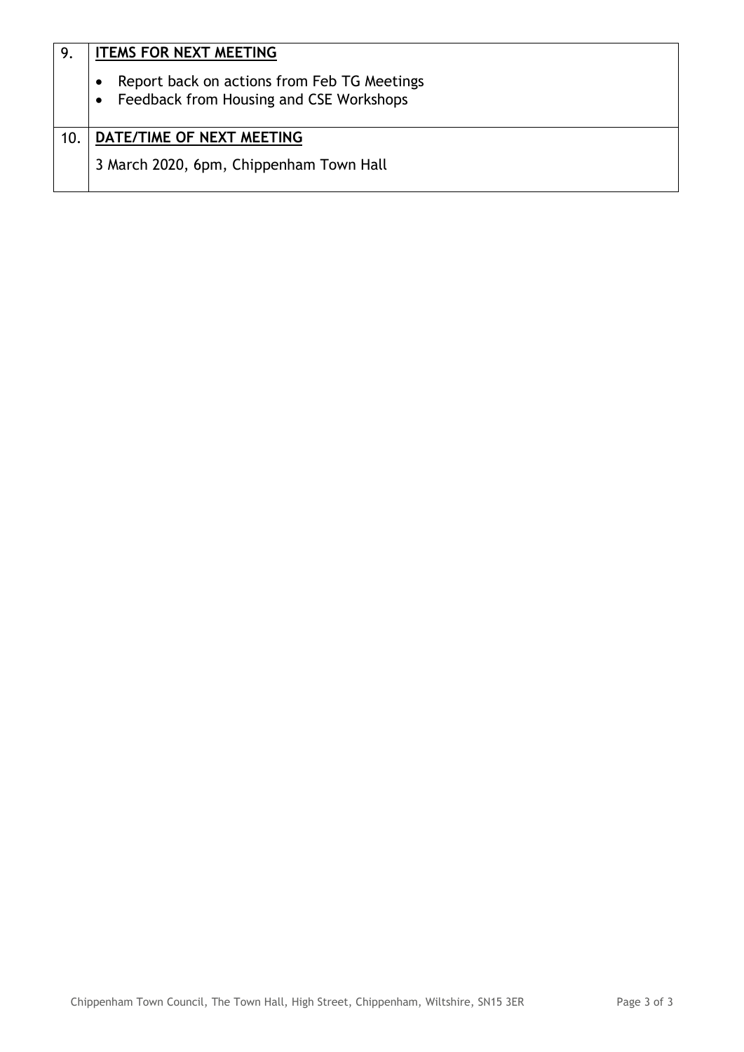| | |
|---|---|
| 9. | **ITEMS FOR NEXT MEETING**<br><br>• Report back on actions from Feb TG Meetings<br>• Feedback from Housing and CSE Workshops |
| 10. | **DATE/TIME OF NEXT MEETING**<br><br>3 March 2020, 6pm, Chippenham Town Hall |

Chippenham Town Council, The Town Hall, High Street, Chippenham, Wiltshire, SN15 3ER